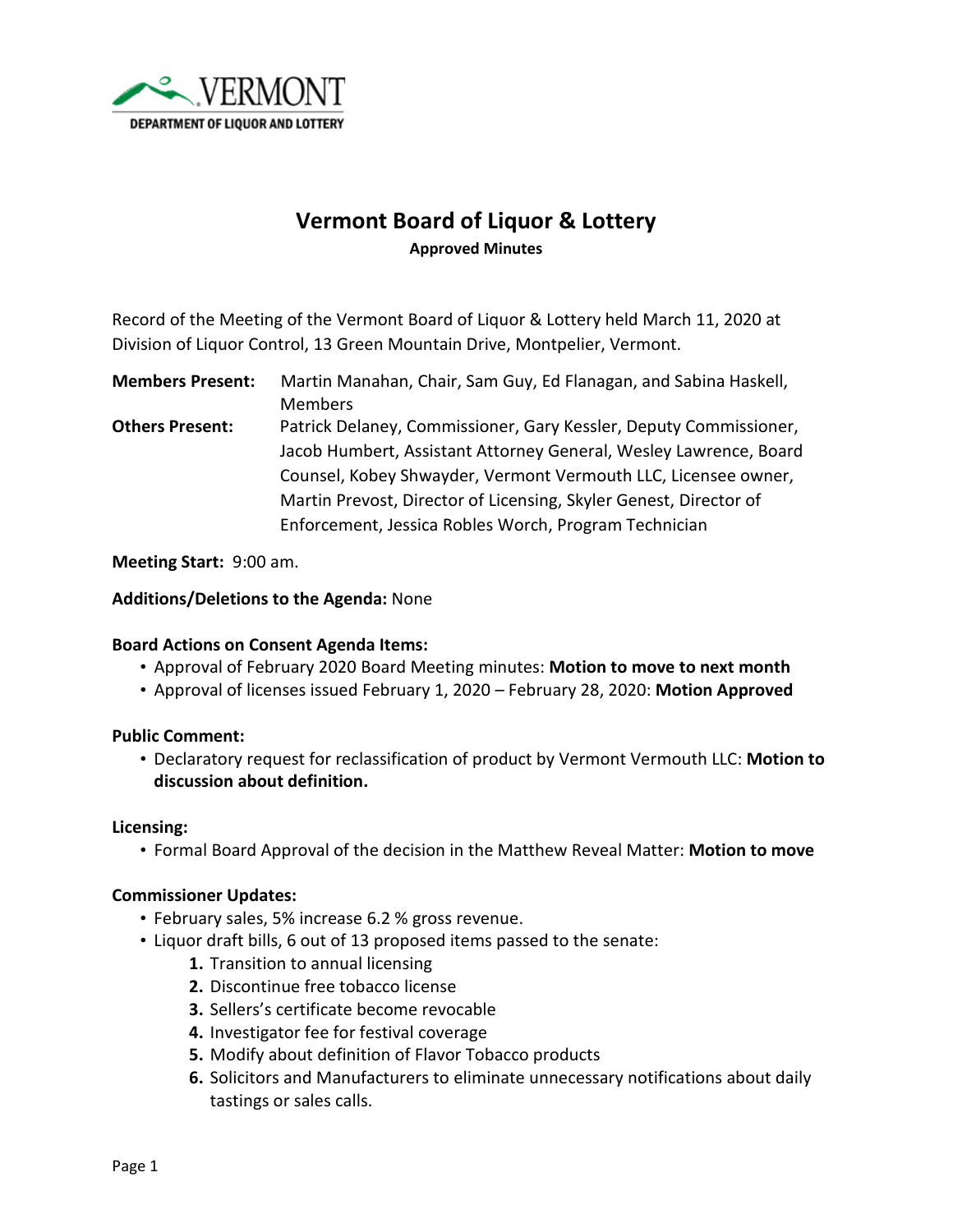VERMONT
DEPARTMENT OF LIQUOR AND LOTTERY

# Vermont Board of Liquor & Lottery

**Approved Minutes**

Record of the Meeting of the Vermont Board of Liquor & Lottery held March 11, 2020 at Division of Liquor Control, 13 Green Mountain Drive, Montpelier, Vermont.

**Members Present:** Martin Manahan, Chair, Sam Guy, Ed Flanagan, and Sabina Haskell, Members

**Others Present:** Patrick Delaney, Commissioner, Gary Kessler, Deputy Commissioner, Jacob Humbert, Assistant Attorney General, Wesley Lawrence, Board Counsel, Kobey Shwayder, Vermont Vermouth LLC, Licensee owner, Martin Prevost, Director of Licensing, Skyler Genest, Director of Enforcement, Jessica Robles Worch, Program Technician

**Meeting Start:** 9:00 am.

**Additions/Deletions to the Agenda:** None

**Board Actions on Consent Agenda Items:**

- Approval of February 2020 Board Meeting minutes: **Motion to move to next month**
- Approval of licenses issued February 1, 2020 – February 28, 2020: **Motion Approved**

**Public Comment:**

- Declaratory request for reclassification of product by Vermont Vermouth LLC: **Motion to discussion about definition.**

**Licensing:**

- Formal Board Approval of the decision in the Matthew Reveal Matter: **Motion to move**

**Commissioner Updates:**

- February sales, 5% increase 6.2 % gross revenue.
- Liquor draft bills, 6 out of 13 proposed items passed to the senate:
  1. Transition to annual licensing
  2. Discontinue free tobacco license
  3. Sellers's certificate become revocable
  4. Investigator fee for festival coverage
  5. Modify about definition of Flavor Tobacco products
  6. Solicitors and Manufacturers to eliminate unnecessary notifications about daily tastings or sales calls.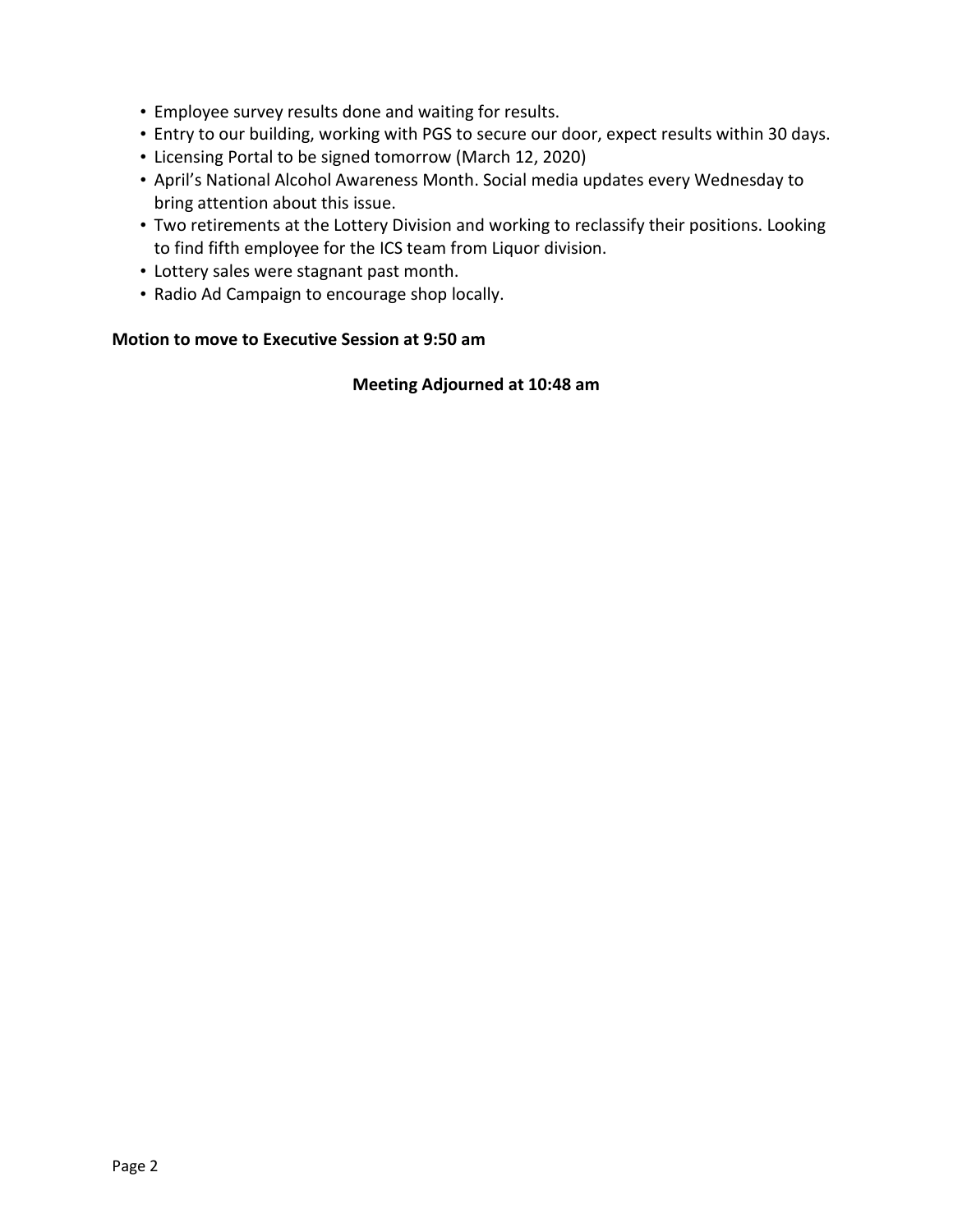- Employee survey results done and waiting for results.
- Entry to our building, working with PGS to secure our door, expect results within 30 days.
- Licensing Portal to be signed tomorrow (March 12, 2020)
- April's National Alcohol Awareness Month. Social media updates every Wednesday to bring attention about this issue.
- Two retirements at the Lottery Division and working to reclassify their positions. Looking to find fifth employee for the ICS team from Liquor division.
- Lottery sales were stagnant past month.
- Radio Ad Campaign to encourage shop locally.

**Motion to move to Executive Session at 9:50 am**

**Meeting Adjourned at 10:48 am**